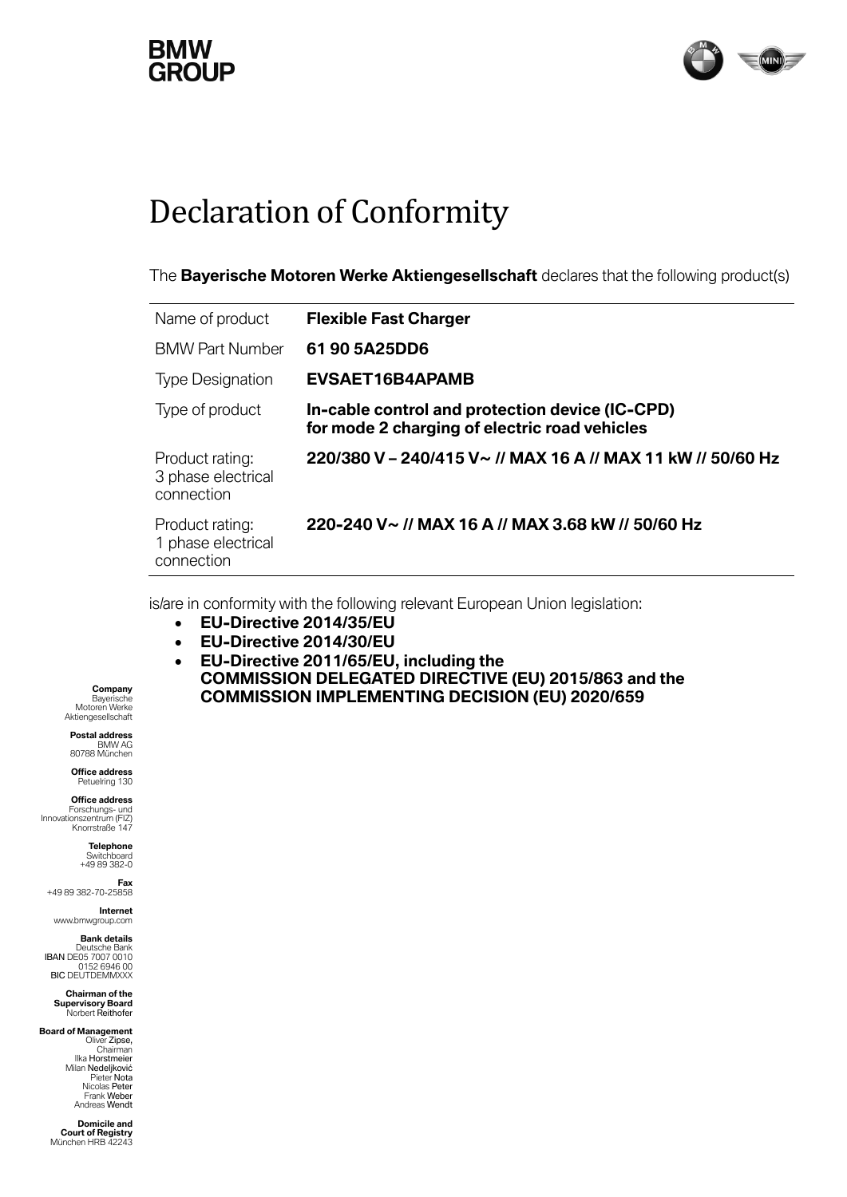# Declaration of Conformity

The **Bayerische Motoren Werke Aktiengesellschaft** declares that the following product(s)

| | |
|---|---|
| Name of product | **Flexible Fast Charger** |
| BMW Part Number | **61 90 5A25DD6** |
| Type Designation | **EVSAET16B4APAMB** |
| Type of product | **In-cable control and protection device (IC-CPD) for mode 2 charging of electric road vehicles** |
| Product rating: 3 phase electrical connection | **220/380 V – 240/415 V~ // MAX 16 A // MAX 11 kW // 50/60 Hz** |
| Product rating: 1 phase electrical connection | **220-240 V~ // MAX 16 A // MAX 3.68 kW // 50/60 Hz** |

is/are in conformity with the following relevant European Union legislation:

- **EU-Directive 2014/35/EU**
- **EU-Directive 2014/30/EU**
- **EU-Directive 2011/65/EU, including the COMMISSION DELEGATED DIRECTIVE (EU) 2015/863 and the COMMISSION IMPLEMENTING DECISION (EU) 2020/659**

**Company**
Bayerische Motoren Werke Aktiengesellschaft

**Postal address**
BMW AG
80788 München

**Office address**
Petuelring 130

**Office address**
Forschungs- und Innovationszentrum (FIZ)
Knorrstraße 147

**Telephone**
Switchboard
+49 89 382-0

**Fax**
+49 89 382-70-25858

**Internet**
www.bmwgroup.com

**Bank details**
Deutsche Bank
IBAN DE05 7007 0010 0152 6946 00
BIC DEUTDEMMXXX

**Chairman of the Supervisory Board**
Norbert Reithofer

**Board of Management**
Oliver Zipse, Chairman
Ilka Horstmeier
Milan Nedeljković
Pieter Nota
Nicolas Peter
Frank Weber
Andreas Wendt

**Domicile and Court of Registry**
München HRB 42243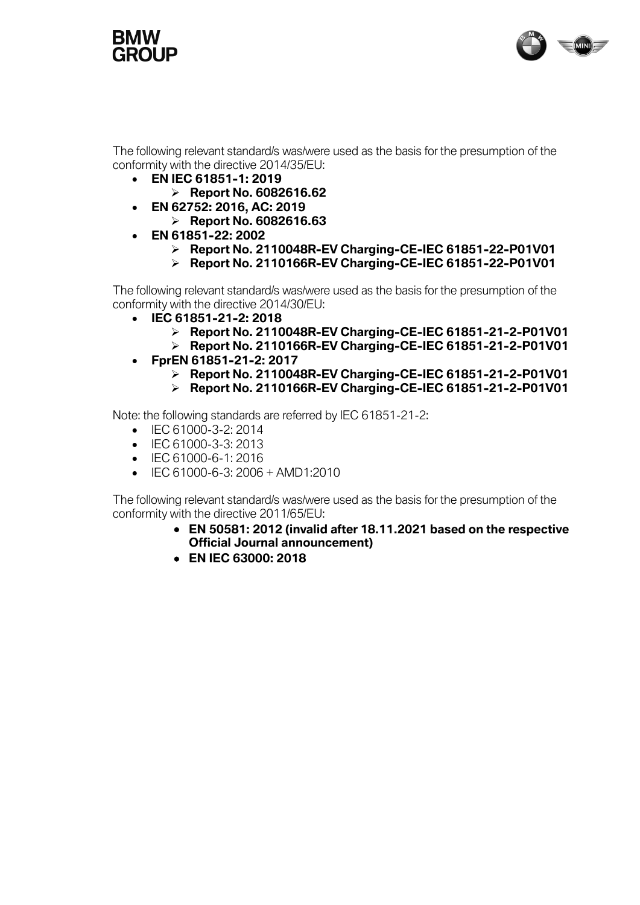The following relevant standard/s was/were used as the basis for the presumption of the conformity with the directive 2014/35/EU:

- **EN IEC 61851-1: 2019**
  - **Report No. 6082616.62**
- **EN 62752: 2016, AC: 2019**
  - **Report No. 6082616.63**
- **EN 61851-22: 2002**
  - **Report No. 2110048R-EV Charging-CE-IEC 61851-22-P01V01**
  - **Report No. 2110166R-EV Charging-CE-IEC 61851-22-P01V01**

The following relevant standard/s was/were used as the basis for the presumption of the conformity with the directive 2014/30/EU:

- **IEC 61851-21-2: 2018**
  - **Report No. 2110048R-EV Charging-CE-IEC 61851-21-2-P01V01**
  - **Report No. 2110166R-EV Charging-CE-IEC 61851-21-2-P01V01**
- **FprEN 61851-21-2: 2017**
  - **Report No. 2110048R-EV Charging-CE-IEC 61851-21-2-P01V01**
  - **Report No. 2110166R-EV Charging-CE-IEC 61851-21-2-P01V01**

Note: the following standards are referred by IEC 61851-21-2:

- IEC 61000-3-2: 2014
- IEC 61000-3-3: 2013
- IEC 61000-6-1: 2016
- IEC 61000-6-3: 2006 + AMD1:2010

The following relevant standard/s was/were used as the basis for the presumption of the conformity with the directive 2011/65/EU:

- **EN 50581: 2012 (invalid after 18.11.2021 based on the respective Official Journal announcement)**
- **EN IEC 63000: 2018**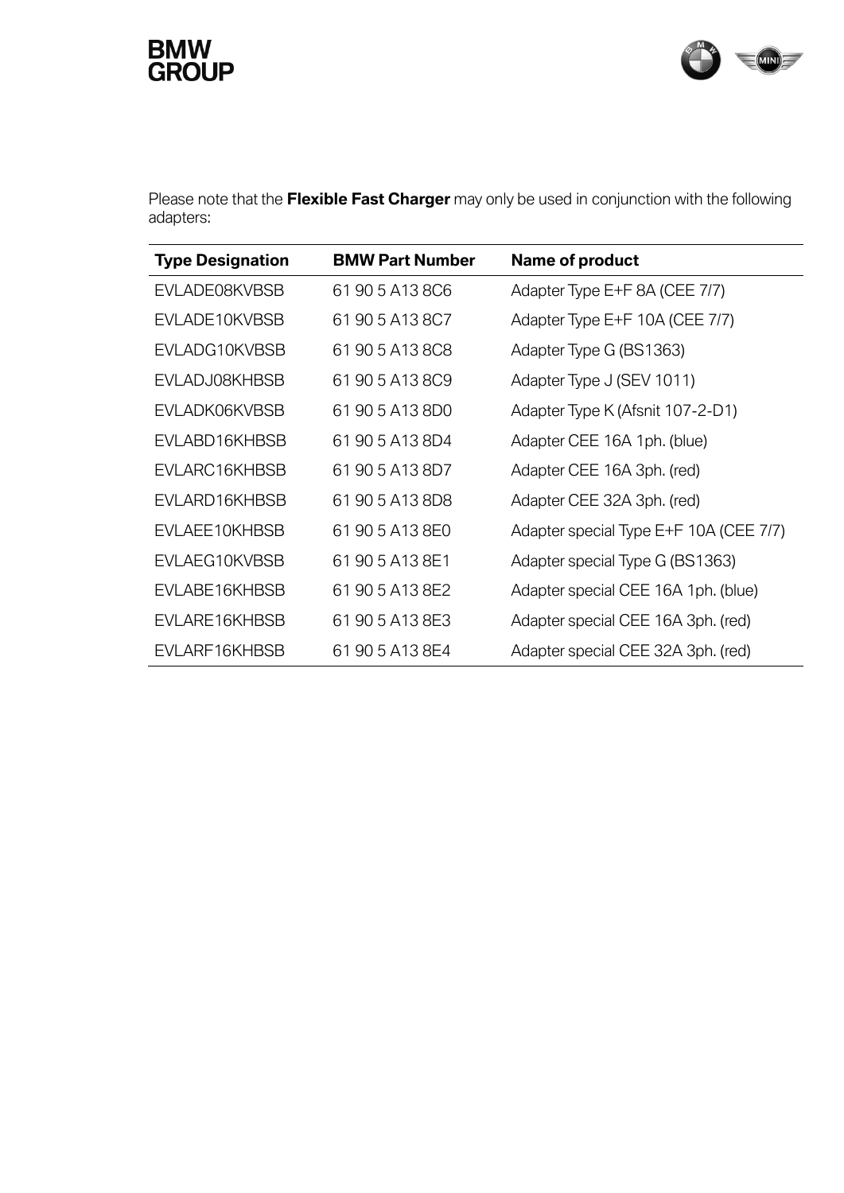Please note that the **Flexible Fast Charger** may only be used in conjunction with the following adapters:

| Type Designation | BMW Part Number | Name of product |
|---|---|---|
| EVLADE08KVBSB | 61 90 5 A13 8C6 | Adapter Type E+F 8A (CEE 7/7) |
| EVLADE10KVBSB | 61 90 5 A13 8C7 | Adapter Type E+F 10A (CEE 7/7) |
| EVLADG10KVBSB | 61 90 5 A13 8C8 | Adapter Type G (BS1363) |
| EVLADJ08KHBSB | 61 90 5 A13 8C9 | Adapter Type J (SEV 1011) |
| EVLADK06KVBSB | 61 90 5 A13 8D0 | Adapter Type K (Afsnit 107-2-D1) |
| EVLABD16KHBSB | 61 90 5 A13 8D4 | Adapter CEE 16A 1ph. (blue) |
| EVLARC16KHBSB | 61 90 5 A13 8D7 | Adapter CEE 16A 3ph. (red) |
| EVLARD16KHBSB | 61 90 5 A13 8D8 | Adapter CEE 32A 3ph. (red) |
| EVLAEE10KHBSB | 61 90 5 A13 8E0 | Adapter special Type E+F 10A (CEE 7/7) |
| EVLAEG10KVBSB | 61 90 5 A13 8E1 | Adapter special Type G (BS1363) |
| EVLABE16KHBSB | 61 90 5 A13 8E2 | Adapter special CEE 16A 1ph. (blue) |
| EVLARE16KHBSB | 61 90 5 A13 8E3 | Adapter special CEE 16A 3ph. (red) |
| EVLARF16KHBSB | 61 90 5 A13 8E4 | Adapter special CEE 32A 3ph. (red) |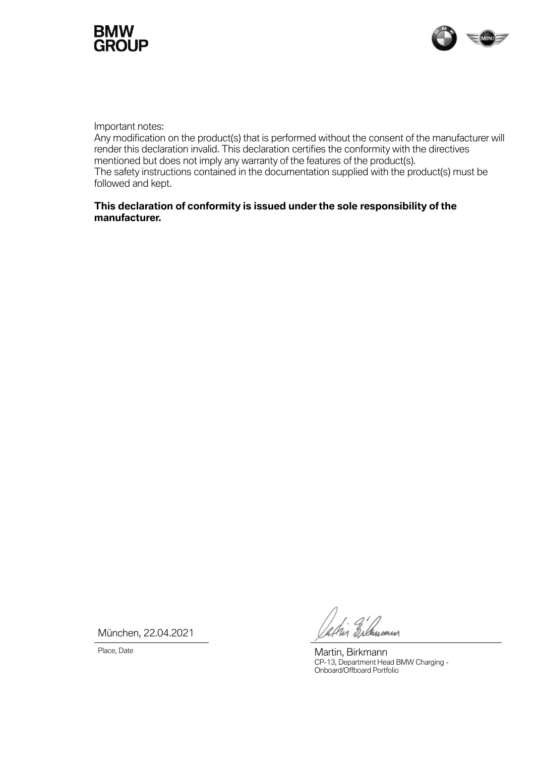Important notes:
Any modification on the product(s) that is performed without the consent of the manufacturer will render this declaration invalid. This declaration certifies the conformity with the directives mentioned but does not imply any warranty of the features of the product(s).
The safety instructions contained in the documentation supplied with the product(s) must be followed and kept.

**This declaration of conformity is issued under the sole responsibility of the manufacturer.**

München, 22.04.2021

Place, Date

Martin, Birkmann
CP-13, Department Head BMW Charging - Onboard/Offboard Portfolio